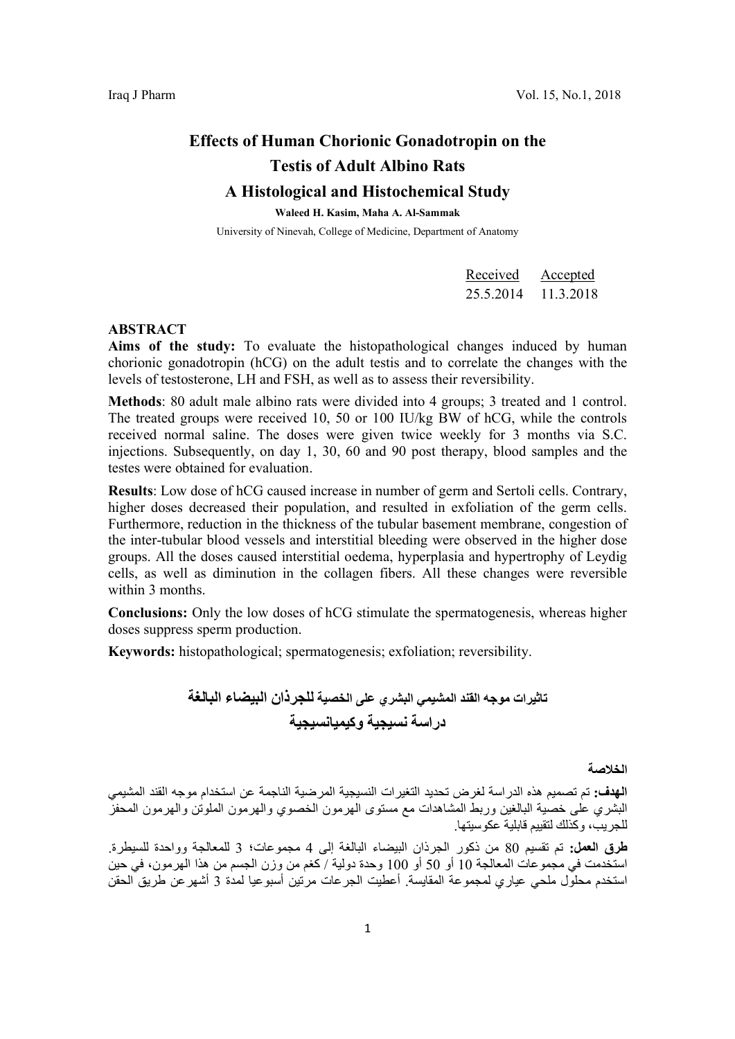# Effects of Human Chorionic Gonadotropin on the Testis of Adult Albino Rats

## A Histological and Histochemical Study

**Waleed H. Kasim, Maha A. Al-Sammak**

University of Ninevah, College of Medicine, Department of Anatomy

| Received | Accepted |
|---|---|
| 25.5.2014 | 11.3.2018 |

## ABSTRACT

**Aims of the study:** To evaluate the histopathological changes induced by human chorionic gonadotropin (hCG) on the adult testis and to correlate the changes with the levels of testosterone, LH and FSH, as well as to assess their reversibility.

**Methods**: 80 adult male albino rats were divided into 4 groups; 3 treated and 1 control. The treated groups were received 10, 50 or 100 IU/kg BW of hCG, while the controls received normal saline. The doses were given twice weekly for 3 months via S.C. injections. Subsequently, on day 1, 30, 60 and 90 post therapy, blood samples and the testes were obtained for evaluation.

**Results**: Low dose of hCG caused increase in number of germ and Sertoli cells. Contrary, higher doses decreased their population, and resulted in exfoliation of the germ cells. Furthermore, reduction in the thickness of the tubular basement membrane, congestion of the inter-tubular blood vessels and interstitial bleeding were observed in the higher dose groups. All the doses caused interstitial oedema, hyperplasia and hypertrophy of Leydig cells, as well as diminution in the collagen fibers. All these changes were reversible within 3 months.

**Conclusions:** Only the low doses of hCG stimulate the spermatogenesis, whereas higher doses suppress sperm production.

**Keywords:** histopathological; spermatogenesis; exfoliation; reversibility.

# تاثيرات موجه القند المشيمي البشري على الخصية للجرذان البيضاء البالغة

## دراسة نسيجية وكيميانسيجية

### الخلاصة

**الهدف:** تم تصميم هذه الدراسة لغرض تحديد التغيرات النسيجية المرضية الناجمة عن استخدام موجه القند المشيمي البشري على خصية البالغين وربط المشاهدات مع مستوى الهرمون الخصوي والهرمون الملوتن والهرمون المحفز للجريب، وكذلك لتقييم قابلية عكوسيتها.

**طرق العمل:** تم تقسيم 80 من ذكور الجرذان البيضاء البالغة إلى 4 مجموعات؛ 3 للمعالجة وواحدة للسيطرة. استخدمت في مجموعات المعالجة 10 أو 50 أو 100 وحدة دولية / كغم من وزن الجسم من هذا الهرمون، في حين استخدم محلول ملحي عياري لمجموعة المقايسة. أعطيت الجرعات مرتين أسبوعيا لمدة 3 أشهرعن طريق الحقن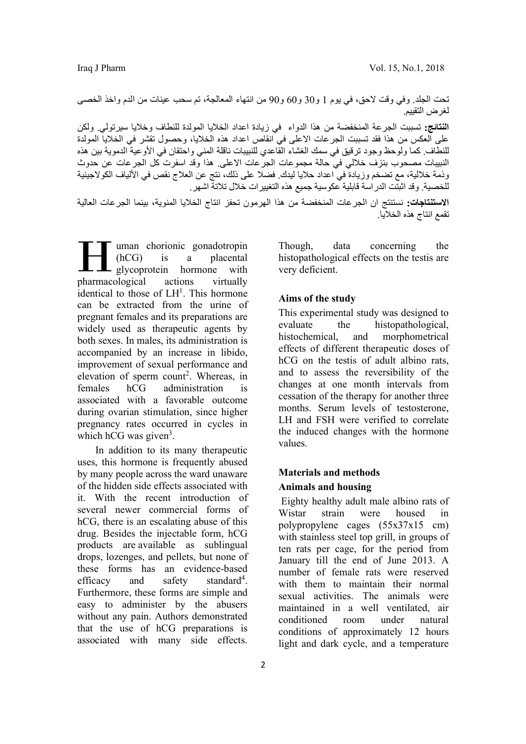تحت الجلد. وفي وقت لاحق، في يوم 1 و30 و60 و90 من انتهاء المعالجة، تم سحب عينات من الدم واخذ الخصى لغرض التقييم.

**النتائج:** تسببت الجرعة المنخفضة من هذا الدواء في زيادة اعداد الخلايا المولدة للنطاف وخلايا سيرتولي. ولكن على العكس من هذا فقد تسببت الجرعات الاعلى في انقاص اعداد هذه الخلايا، وحصول تقشر في الخلايا المولدة للنطاف. كما ولوحظ وجود ترقيق في سمك الغشاء القاعدي للنبيبات ناقلة المني واحتقان في الأوعية الدموية بين هذه النبيبات مصحوب بنزف خلالي في حالة مجموعات الجرعات الاعلى. هذا وقد اسفرت كل الجرعات عن حدوث وذمة خلالية، مع تضخم وزيادة في اعداد خلايا ليدك. فضلا على ذلك، نتج عن العلاج نقص في الألياف الكولاجينية للخصية. وقد اثبتت الدراسة قابلية عكوسية جميع هذه التغييرات خلال ثلاثة اشهر.

**الاستنتاجات:** نستنتج ان الجرعات المنخفضة من هذا الهرمون تحفز انتاج الخلايا المنوية، بينما الجرعات العالية تقمع انتاج هذه الخلايا.

Human chorionic gonadotropin (hCG) is a placental glycoprotein hormone with pharmacological actions virtually identical to those of LH[1]. This hormone can be extracted from the urine of pregnant females and its preparations are widely used as therapeutic agents by both sexes. In males, its administration is accompanied by an increase in libido, improvement of sexual performance and elevation of sperm count[2]. Whereas, in females hCG administration is associated with a favorable outcome during ovarian stimulation, since higher pregnancy rates occurred in cycles in which hCG was given[3].

In addition to its many therapeutic uses, this hormone is frequently abused by many people across the ward unaware of the hidden side effects associated with it. With the recent introduction of several newer commercial forms of hCG, there is an escalating abuse of this drug. Besides the injectable form, hCG products are available as sublingual drops, lozenges, and pellets, but none of these forms has an evidence-based efficacy and safety standard[4]. Furthermore, these forms are simple and easy to administer by the abusers without any pain. Authors demonstrated that the use of hCG preparations is associated with many side effects. Though, data concerning the histopathological effects on the testis are very deficient.

## Aims of the study

This experimental study was designed to evaluate the histopathological, histochemical, and morphometrical effects of different therapeutic doses of hCG on the testis of adult albino rats, and to assess the reversibility of the changes at one month intervals from cessation of the therapy for another three months. Serum levels of testosterone, LH and FSH were verified to correlate the induced changes with the hormone values.

## Materials and methods

### Animals and housing

Eighty healthy adult male albino rats of Wistar strain were housed in polypropylene cages (55x37x15 cm) with stainless steel top grill, in groups of ten rats per cage, for the period from January till the end of June 2013. A number of female rats were reserved with them to maintain their normal sexual activities. The animals were maintained in a well ventilated, air conditioned room under natural conditions of approximately 12 hours light and dark cycle, and a temperature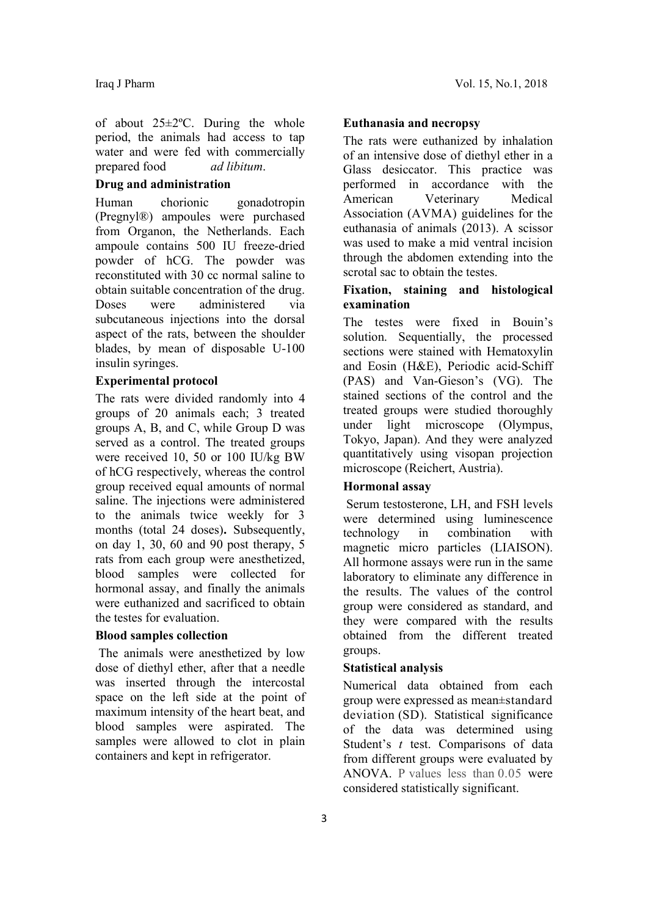of about 25±2ºC. During the whole period, the animals had access to tap water and were fed with commercially prepared food *ad libitum*.

**Drug and administration**

Human chorionic gonadotropin (Pregnyl®) ampoules were purchased from Organon, the Netherlands. Each ampoule contains 500 IU freeze-dried powder of hCG. The powder was reconstituted with 30 cc normal saline to obtain suitable concentration of the drug. Doses were administered via subcutaneous injections into the dorsal aspect of the rats, between the shoulder blades, by mean of disposable U-100 insulin syringes.

**Experimental protocol**

The rats were divided randomly into 4 groups of 20 animals each; 3 treated groups A, B, and C, while Group D was served as a control. The treated groups were received 10, 50 or 100 IU/kg BW of hCG respectively, whereas the control group received equal amounts of normal saline. The injections were administered to the animals twice weekly for 3 months (total 24 doses)**.** Subsequently, on day 1, 30, 60 and 90 post therapy, 5 rats from each group were anesthetized, blood samples were collected for hormonal assay, and finally the animals were euthanized and sacrificed to obtain the testes for evaluation.

**Blood samples collection**

The animals were anesthetized by low dose of diethyl ether, after that a needle was inserted through the intercostal space on the left side at the point of maximum intensity of the heart beat, and blood samples were aspirated. The samples were allowed to clot in plain containers and kept in refrigerator.

**Euthanasia and necropsy**

The rats were euthanized by inhalation of an intensive dose of diethyl ether in a Glass desiccator. This practice was performed in accordance with the American Veterinary Medical Association (AVMA) guidelines for the euthanasia of animals (2013). A scissor was used to make a mid ventral incision through the abdomen extending into the scrotal sac to obtain the testes.

**Fixation, staining and histological examination**

The testes were fixed in Bouin's solution. Sequentially, the processed sections were stained with Hematoxylin and Eosin (H&E), Periodic acid-Schiff (PAS) and Van-Gieson's (VG). The stained sections of the control and the treated groups were studied thoroughly under light microscope (Olympus, Tokyo, Japan). And they were analyzed quantitatively using visopan projection microscope (Reichert, Austria).

**Hormonal assay**

Serum testosterone, LH, and FSH levels were determined using luminescence technology in combination with magnetic micro particles (LIAISON). All hormone assays were run in the same laboratory to eliminate any difference in the results. The values of the control group were considered as standard, and they were compared with the results obtained from the different treated groups.

**Statistical analysis**

Numerical data obtained from each group were expressed as mean±standard deviation (SD). Statistical significance of the data was determined using Student's *t* test. Comparisons of data from different groups were evaluated by ANOVA. P values less than 0.05 were considered statistically significant.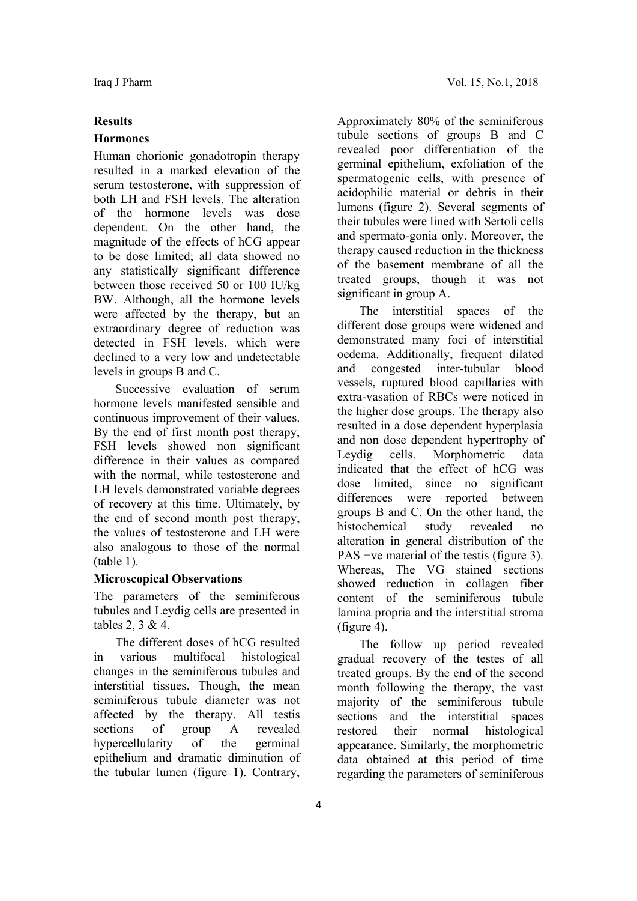## Results

### Hormones

Human chorionic gonadotropin therapy resulted in a marked elevation of the serum testosterone, with suppression of both LH and FSH levels. The alteration of the hormone levels was dose dependent. On the other hand, the magnitude of the effects of hCG appear to be dose limited; all data showed no any statistically significant difference between those received 50 or 100 IU/kg BW. Although, all the hormone levels were affected by the therapy, but an extraordinary degree of reduction was detected in FSH levels, which were declined to a very low and undetectable levels in groups B and C.

Successive evaluation of serum hormone levels manifested sensible and continuous improvement of their values. By the end of first month post therapy, FSH levels showed non significant difference in their values as compared with the normal, while testosterone and LH levels demonstrated variable degrees of recovery at this time. Ultimately, by the end of second month post therapy, the values of testosterone and LH were also analogous to those of the normal (table 1).

### Microscopical Observations

The parameters of the seminiferous tubules and Leydig cells are presented in tables 2, 3 & 4.

The different doses of hCG resulted in various multifocal histological changes in the seminiferous tubules and interstitial tissues. Though, the mean seminiferous tubule diameter was not affected by the therapy. All testis sections of group A revealed hypercellularity of the germinal epithelium and dramatic diminution of the tubular lumen (figure 1). Contrary, Approximately 80% of the seminiferous tubule sections of groups B and C revealed poor differentiation of the germinal epithelium, exfoliation of the spermatogenic cells, with presence of acidophilic material or debris in their lumens (figure 2). Several segments of their tubules were lined with Sertoli cells and spermato-gonia only. Moreover, the therapy caused reduction in the thickness of the basement membrane of all the treated groups, though it was not significant in group A.

The interstitial spaces of the different dose groups were widened and demonstrated many foci of interstitial oedema. Additionally, frequent dilated and congested inter-tubular blood vessels, ruptured blood capillaries with extra-vasation of RBCs were noticed in the higher dose groups. The therapy also resulted in a dose dependent hyperplasia and non dose dependent hypertrophy of Leydig cells. Morphometric data indicated that the effect of hCG was dose limited, since no significant differences were reported between groups B and C. On the other hand, the histochemical study revealed no alteration in general distribution of the PAS +ve material of the testis (figure 3). Whereas, The VG stained sections showed reduction in collagen fiber content of the seminiferous tubule lamina propria and the interstitial stroma (figure 4).

The follow up period revealed gradual recovery of the testes of all treated groups. By the end of the second month following the therapy, the vast majority of the seminiferous tubule sections and the interstitial spaces restored their normal histological appearance. Similarly, the morphometric data obtained at this period of time regarding the parameters of seminiferous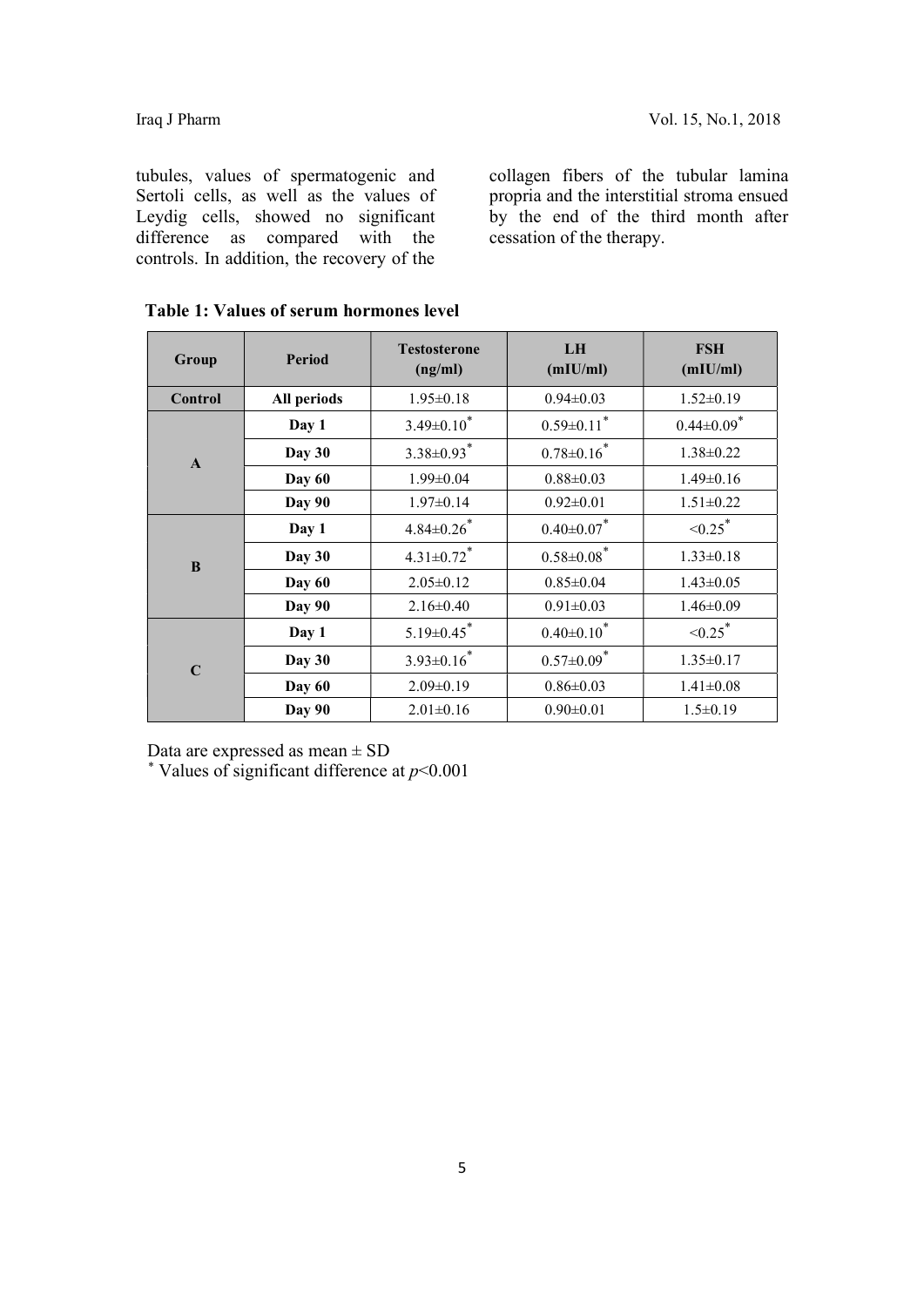tubules, values of spermatogenic and Sertoli cells, as well as the values of Leydig cells, showed no significant difference as compared with the controls. In addition, the recovery of the collagen fibers of the tubular lamina propria and the interstitial stroma ensued by the end of the third month after cessation of the therapy.

**Table 1: Values of serum hormones level**

| Group | Period | Testosterone (ng/ml) | LH (mIU/ml) | FSH (mIU/ml) |
|---|---|---|---|---|
| **Control** | **All periods** | 1.95±0.18 | 0.94±0.03 | 1.52±0.19 |
| **A** | **Day 1** | 3.49±0.10* | 0.59±0.11* | 0.44±0.09* |
| | **Day 30** | 3.38±0.93* | 0.78±0.16* | 1.38±0.22 |
| | **Day 60** | 1.99±0.04 | 0.88±0.03 | 1.49±0.16 |
| | **Day 90** | 1.97±0.14 | 0.92±0.01 | 1.51±0.22 |
| **B** | **Day 1** | 4.84±0.26* | 0.40±0.07* | <0.25* |
| | **Day 30** | 4.31±0.72* | 0.58±0.08* | 1.33±0.18 |
| | **Day 60** | 2.05±0.12 | 0.85±0.04 | 1.43±0.05 |
| | **Day 90** | 2.16±0.40 | 0.91±0.03 | 1.46±0.09 |
| **C** | **Day 1** | 5.19±0.45* | 0.40±0.10* | <0.25* |
| | **Day 30** | 3.93±0.16* | 0.57±0.09* | 1.35±0.17 |
| | **Day 60** | 2.09±0.19 | 0.86±0.03 | 1.41±0.08 |
| | **Day 90** | 2.01±0.16 | 0.90±0.01 | 1.5±0.19 |

Data are expressed as mean ± SD

\* Values of significant difference at $p<0.001$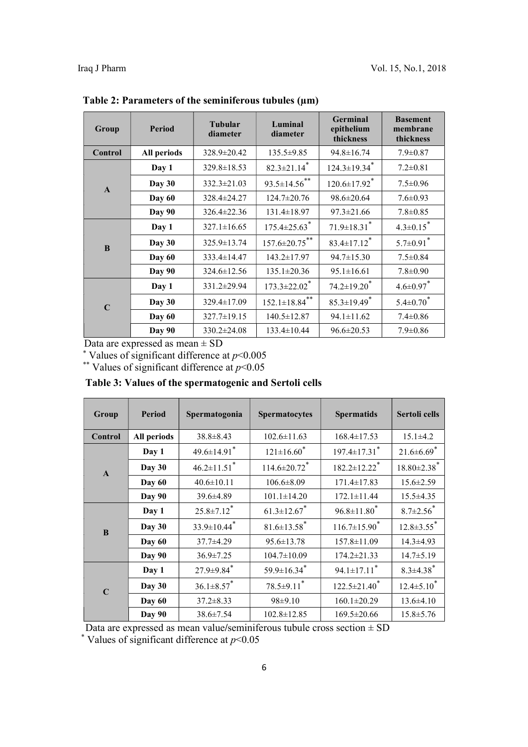**Table 2: Parameters of the seminiferous tubules (µm)**

| Group | Period | Tubular diameter | Luminal diameter | Germinal epithelium thickness | Basement membrane thickness |
|---|---|---|---|---|---|
| Control | All periods | 328.9±20.42 | 135.5±9.85 | 94.8±16.74 | 7.9±0.87 |
| A | Day 1 | 329.8±18.53 | 82.3±21.14* | 124.3±19.34* | 7.2±0.81 |
| | Day 30 | 332.3±21.03 | 93.5±14.56** | 120.6±17.92* | 7.5±0.96 |
| | Day 60 | 328.4±24.27 | 124.7±20.76 | 98.6±20.64 | 7.6±0.93 |
| | Day 90 | 326.4±22.36 | 131.4±18.97 | 97.3±21.66 | 7.8±0.85 |
| B | Day 1 | 327.1±16.65 | 175.4±25.63* | 71.9±18.31* | 4.3±0.15* |
| | Day 30 | 325.9±13.74 | 157.6±20.75** | 83.4±17.12* | 5.7±0.91* |
| | Day 60 | 333.4±14.47 | 143.2±17.97 | 94.7±15.30 | 7.5±0.84 |
| | Day 90 | 324.6±12.56 | 135.1±20.36 | 95.1±16.61 | 7.8±0.90 |
| C | Day 1 | 331.2±29.94 | 173.3±22.02* | 74.2±19.20* | 4.6±0.97* |
| | Day 30 | 329.4±17.09 | 152.1±18.84** | 85.3±19.49* | 5.4±0.70* |
| | Day 60 | 327.7±19.15 | 140.5±12.87 | 94.1±11.62 | 7.4±0.86 |
| | Day 90 | 330.2±24.08 | 133.4±10.44 | 96.6±20.53 | 7.9±0.86 |

Data are expressed as mean ± SD

* Values of significant difference at $p<0.005$

** Values of significant difference at $p<0.05$

**Table 3: Values of the spermatogenic and Sertoli cells**

| Group | Period | Spermatogonia | Spermatocytes | Spermatids | Sertoli cells |
|---|---|---|---|---|---|
| Control | All periods | 38.8±8.43 | 102.6±11.63 | 168.4±17.53 | 15.1±4.2 |
| A | Day 1 | 49.6±14.91* | 121±16.60* | 197.4±17.31* | 21.6±6.69* |
| | Day 30 | 46.2±11.51* | 114.6±20.72* | 182.2±12.22* | 18.80±2.38* |
| | Day 60 | 40.6±10.11 | 106.6±8.09 | 171.4±17.83 | 15.6±2.59 |
| | Day 90 | 39.6±4.89 | 101.1±14.20 | 172.1±11.44 | 15.5±4.35 |
| B | Day 1 | 25.8±7.12* | 61.3±12.67* | 96.8±11.80* | 8.7±2.56* |
| | Day 30 | 33.9±10.44* | 81.6±13.58* | 116.7±15.90* | 12.8±3.55* |
| | Day 60 | 37.7±4.29 | 95.6±13.78 | 157.8±11.09 | 14.3±4.93 |
| | Day 90 | 36.9±7.25 | 104.7±10.09 | 174.2±21.33 | 14.7±5.19 |
| C | Day 1 | 27.9±9.84* | 59.9±16.34* | 94.1±17.11* | 8.3±4.38* |
| | Day 30 | 36.1±8.57* | 78.5±9.11* | 122.5±21.40* | 12.4±5.10* |
| | Day 60 | 37.2±8.33 | 98±9.10 | 160.1±20.29 | 13.6±4.10 |
| | Day 90 | 38.6±7.54 | 102.8±12.85 | 169.5±20.66 | 15.8±5.76 |

Data are expressed as mean value/seminiferous tubule cross section ± SD

* Values of significant difference at $p<0.05$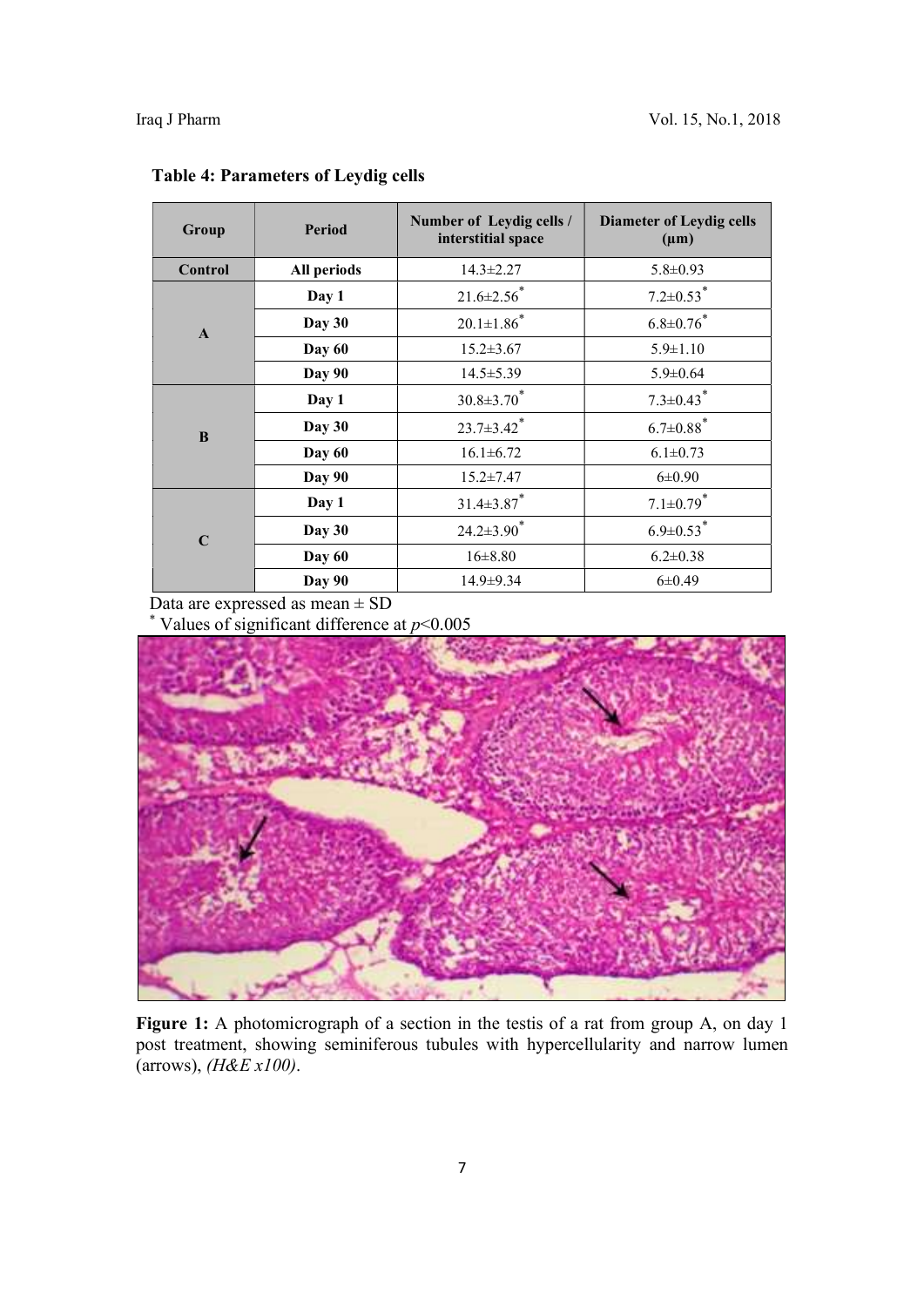**Table 4: Parameters of Leydig cells**

| Group | Period | Number of Leydig cells / interstitial space | Diameter of Leydig cells (μm) |
|---|---|---|---|
| Control | All periods | 14.3±2.27 | 5.8±0.93 |
| A | Day 1 | 21.6±2.56* | 7.2±0.53* |
| | Day 30 | 20.1±1.86* | 6.8±0.76* |
| | Day 60 | 15.2±3.67 | 5.9±1.10 |
| | Day 90 | 14.5±5.39 | 5.9±0.64 |
| B | Day 1 | 30.8±3.70* | 7.3±0.43* |
| | Day 30 | 23.7±3.42* | 6.7±0.88* |
| | Day 60 | 16.1±6.72 | 6.1±0.73 |
| | Day 90 | 15.2±7.47 | 6±0.90 |
| C | Day 1 | 31.4±3.87* | 7.1±0.79* |
| | Day 30 | 24.2±3.90* | 6.9±0.53* |
| | Day 60 | 16±8.80 | 6.2±0.38 |
| | Day 90 | 14.9±9.34 | 6±0.49 |

Data are expressed as mean ± SD
* Values of significant difference at $p<0.005$

**Figure 1:** A photomicrograph of a section in the testis of a rat from group A, on day 1 post treatment, showing seminiferous tubules with hypercellularity and narrow lumen (arrows), *(H&E x100)*.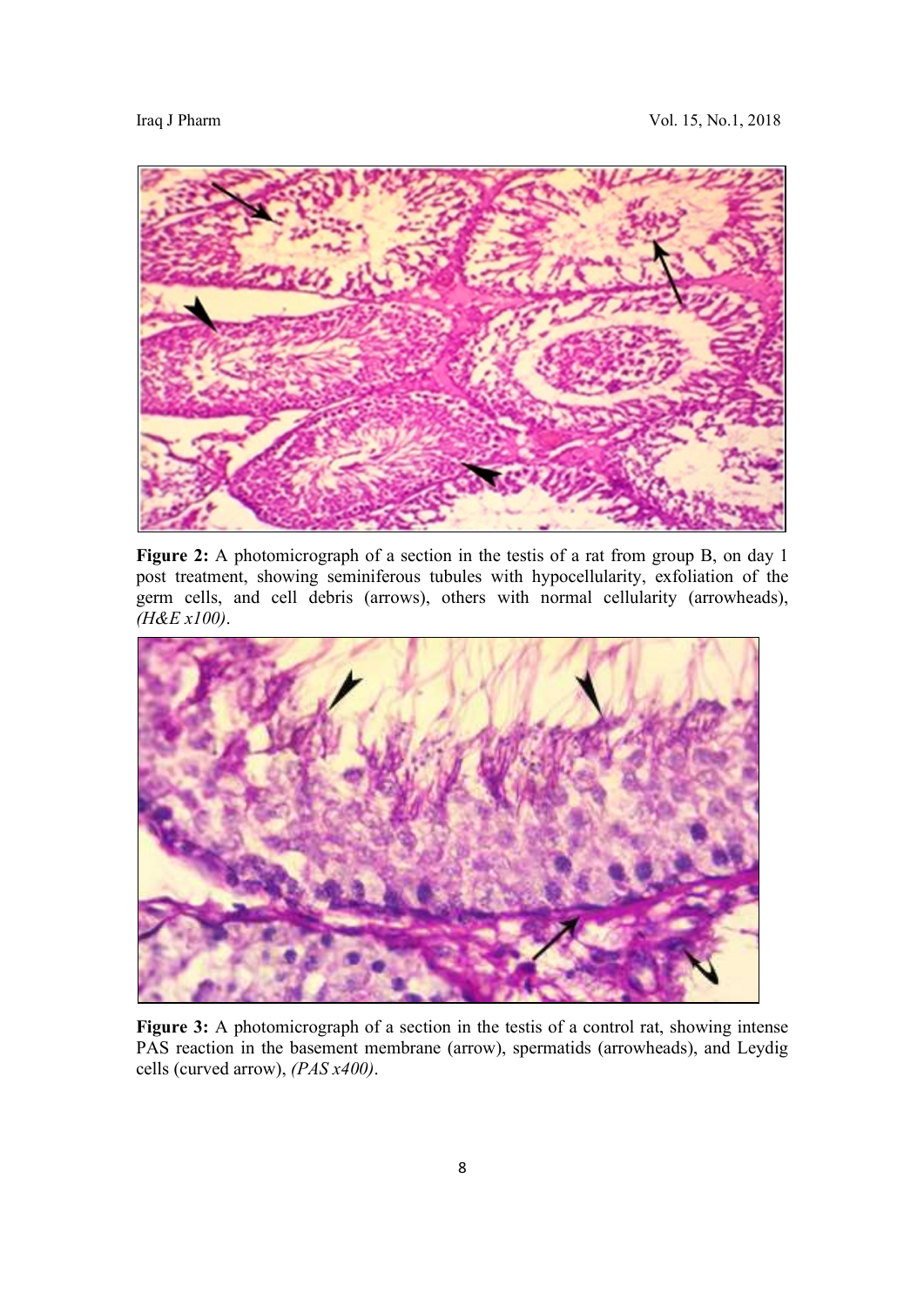**Figure 2:** A photomicrograph of a section in the testis of a rat from group B, on day 1 post treatment, showing seminiferous tubules with hypocellularity, exfoliation of the germ cells, and cell debris (arrows), others with normal cellularity (arrowheads), *(H&E x100)*.

**Figure 3:** A photomicrograph of a section in the testis of a control rat, showing intense PAS reaction in the basement membrane (arrow), spermatids (arrowheads), and Leydig cells (curved arrow), *(PAS x400)*.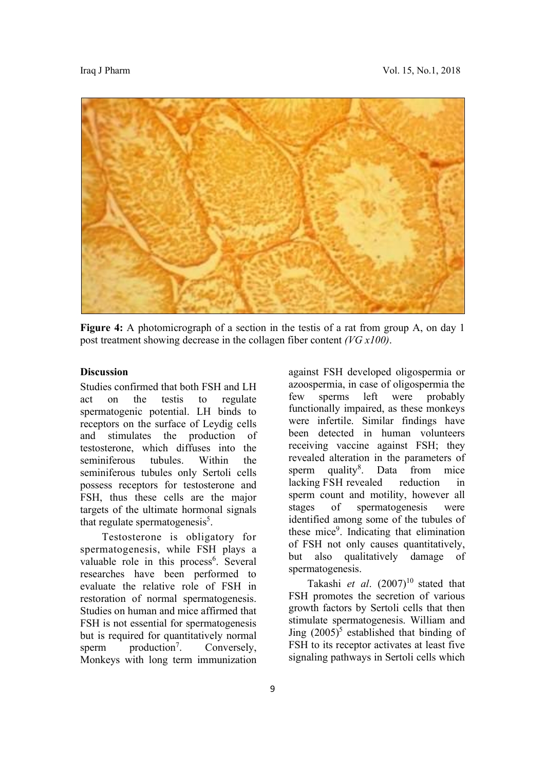**Figure 4:** A photomicrograph of a section in the testis of a rat from group A, on day 1 post treatment showing decrease in the collagen fiber content *(VG x100)*.

## Discussion

Studies confirmed that both FSH and LH act on the testis to regulate spermatogenic potential. LH binds to receptors on the surface of Leydig cells and stimulates the production of testosterone, which diffuses into the seminiferous tubules. Within the seminiferous tubules only Sertoli cells possess receptors for testosterone and FSH, thus these cells are the major targets of the ultimate hormonal signals that regulate spermatogenesis[5].

Testosterone is obligatory for spermatogenesis, while FSH plays a valuable role in this process[6]. Several researches have been performed to evaluate the relative role of FSH in restoration of normal spermatogenesis. Studies on human and mice affirmed that FSH is not essential for spermatogenesis but is required for quantitatively normal sperm production[7]. Conversely, Monkeys with long term immunization against FSH developed oligospermia or azoospermia, in case of oligospermia the few sperms left were probably functionally impaired, as these monkeys were infertile. Similar findings have been detected in human volunteers receiving vaccine against FSH; they revealed alteration in the parameters of sperm quality[8]. Data from mice lacking FSH revealed reduction in sperm count and motility, however all stages of spermatogenesis were identified among some of the tubules of these mice[9]. Indicating that elimination of FSH not only causes quantitatively, but also qualitatively damage of spermatogenesis.

Takashi *et al*. (2007)[10] stated that FSH promotes the secretion of various growth factors by Sertoli cells that then stimulate spermatogenesis. William and Jing (2005)[5] established that binding of FSH to its receptor activates at least five signaling pathways in Sertoli cells which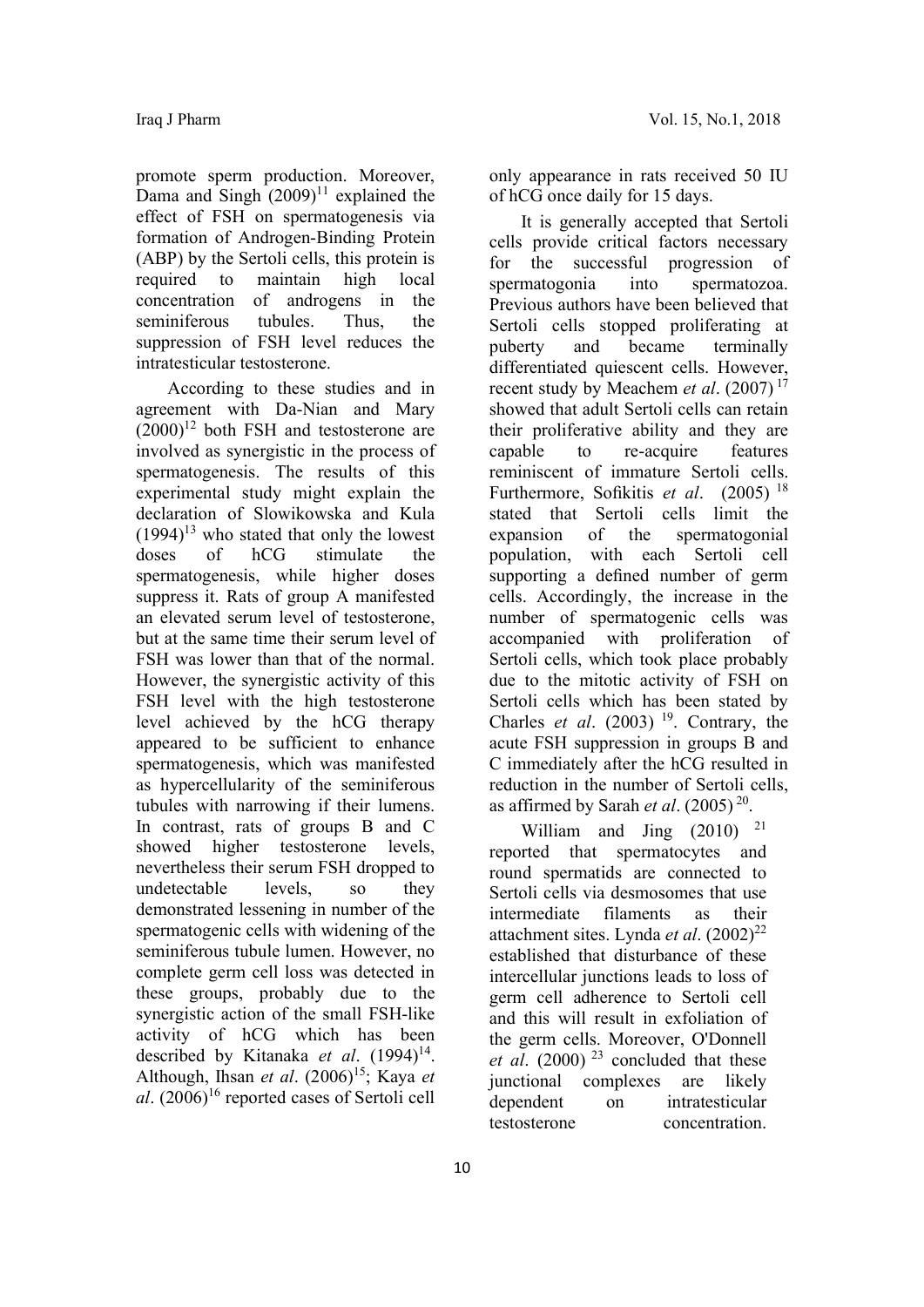promote sperm production. Moreover, Dama and Singh (2009)[11] explained the effect of FSH on spermatogenesis via formation of Androgen-Binding Protein (ABP) by the Sertoli cells, this protein is required to maintain high local concentration of androgens in the seminiferous tubules. Thus, the suppression of FSH level reduces the intratesticular testosterone.

According to these studies and in agreement with Da-Nian and Mary (2000)[12] both FSH and testosterone are involved as synergistic in the process of spermatogenesis. The results of this experimental study might explain the declaration of Slowikowska and Kula (1994)[13] who stated that only the lowest doses of hCG stimulate the spermatogenesis, while higher doses suppress it. Rats of group A manifested an elevated serum level of testosterone, but at the same time their serum level of FSH was lower than that of the normal. However, the synergistic activity of this FSH level with the high testosterone level achieved by the hCG therapy appeared to be sufficient to enhance spermatogenesis, which was manifested as hypercellularity of the seminiferous tubules with narrowing if their lumens. In contrast, rats of groups B and C showed higher testosterone levels, nevertheless their serum FSH dropped to undetectable levels, so they demonstrated lessening in number of the spermatogenic cells with widening of the seminiferous tubule lumen. However, no complete germ cell loss was detected in these groups, probably due to the synergistic action of the small FSH-like activity of hCG which has been described by Kitanaka *et al*. (1994)[14]. Although, Ihsan *et al*. (2006)[15]; Kaya *et al*. (2006)[16] reported cases of Sertoli cell only appearance in rats received 50 IU of hCG once daily for 15 days.

It is generally accepted that Sertoli cells provide critical factors necessary for the successful progression of spermatogonia into spermatozoa. Previous authors have been believed that Sertoli cells stopped proliferating at puberty and became terminally differentiated quiescent cells. However, recent study by Meachem *et al*. (2007)[17] showed that adult Sertoli cells can retain their proliferative ability and they are capable to re-acquire features reminiscent of immature Sertoli cells. Furthermore, Sofikitis *et al*. (2005)[18] stated that Sertoli cells limit the expansion of the spermatogonial population, with each Sertoli cell supporting a defined number of germ cells. Accordingly, the increase in the number of spermatogenic cells was accompanied with proliferation of Sertoli cells, which took place probably due to the mitotic activity of FSH on Sertoli cells which has been stated by Charles *et al*. (2003)[19]. Contrary, the acute FSH suppression in groups B and C immediately after the hCG resulted in reduction in the number of Sertoli cells, as affirmed by Sarah *et al*. (2005)[20].

William and Jing (2010)[21] reported that spermatocytes and round spermatids are connected to Sertoli cells via desmosomes that use intermediate filaments as their attachment sites. Lynda *et al*. (2002)[22] established that disturbance of these intercellular junctions leads to loss of germ cell adherence to Sertoli cell and this will result in exfoliation of the germ cells. Moreover, O'Donnell *et al*. (2000)[23] concluded that these junctional complexes are likely dependent on intratesticular testosterone concentration.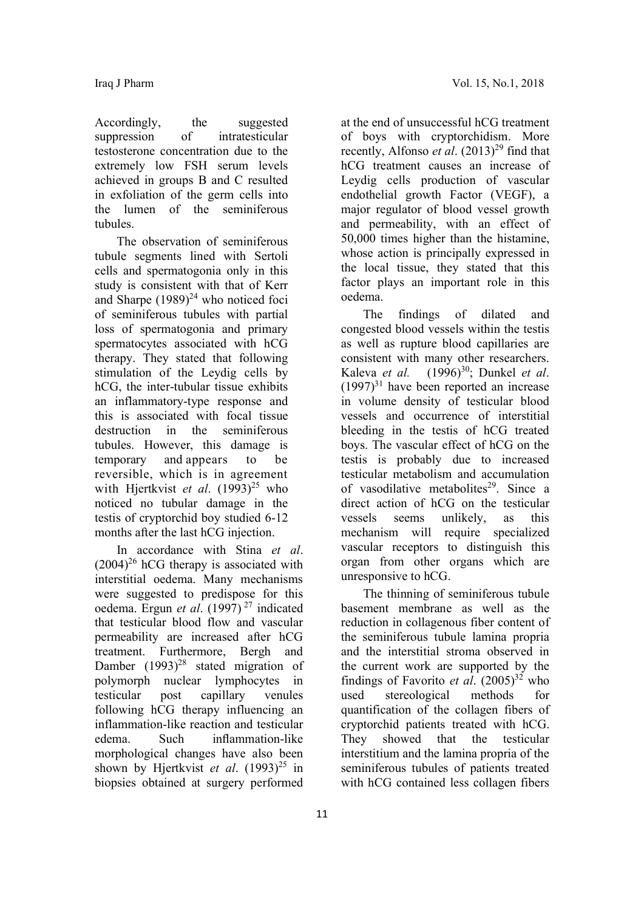Accordingly, the suggested suppression of intratesticular testosterone concentration due to the extremely low FSH serum levels achieved in groups B and C resulted in exfoliation of the germ cells into the lumen of the seminiferous tubules.

The observation of seminiferous tubule segments lined with Sertoli cells and spermatogonia only in this study is consistent with that of Kerr and Sharpe (1989)[24] who noticed foci of seminiferous tubules with partial loss of spermatogonia and primary spermatocytes associated with hCG therapy. They stated that following stimulation of the Leydig cells by hCG, the inter-tubular tissue exhibits an inflammatory-type response and this is associated with focal tissue destruction in the seminiferous tubules. However, this damage is temporary and appears to be reversible, which is in agreement with Hjertkvist *et al*. (1993)[25] who noticed no tubular damage in the testis of cryptorchid boy studied 6-12 months after the last hCG injection.

In accordance with Stina *et al*. (2004)[26] hCG therapy is associated with interstitial oedema. Many mechanisms were suggested to predispose for this oedema. Ergun *et al*. (1997)[27] indicated that testicular blood flow and vascular permeability are increased after hCG treatment. Furthermore, Bergh and Damber (1993)[28] stated migration of polymorph nuclear lymphocytes in testicular post capillary venules following hCG therapy influencing an inflammation-like reaction and testicular edema. Such inflammation-like morphological changes have also been shown by Hjertkvist *et al*. (1993)[25] in biopsies obtained at surgery performed at the end of unsuccessful hCG treatment of boys with cryptorchidism. More recently, Alfonso *et al*. (2013)[29] find that hCG treatment causes an increase of Leydig cells production of vascular endothelial growth Factor (VEGF), a major regulator of blood vessel growth and permeability, with an effect of 50,000 times higher than the histamine, whose action is principally expressed in the local tissue, they stated that this factor plays an important role in this oedema.

The findings of dilated and congested blood vessels within the testis as well as rupture blood capillaries are consistent with many other researchers. Kaleva *et al.* (1996)[30]; Dunkel *et al*. (1997)[31] have been reported an increase in volume density of testicular blood vessels and occurrence of interstitial bleeding in the testis of hCG treated boys. The vascular effect of hCG on the testis is probably due to increased testicular metabolism and accumulation of vasodilative metabolites[29]. Since a direct action of hCG on the testicular vessels seems unlikely, as this mechanism will require specialized vascular receptors to distinguish this organ from other organs which are unresponsive to hCG.

The thinning of seminiferous tubule basement membrane as well as the reduction in collagenous fiber content of the seminiferous tubule lamina propria and the interstitial stroma observed in the current work are supported by the findings of Favorito *et al*. (2005)[32] who used stereological methods for quantification of the collagen fibers of cryptorchid patients treated with hCG. They showed that the testicular interstitium and the lamina propria of the seminiferous tubules of patients treated with hCG contained less collagen fibers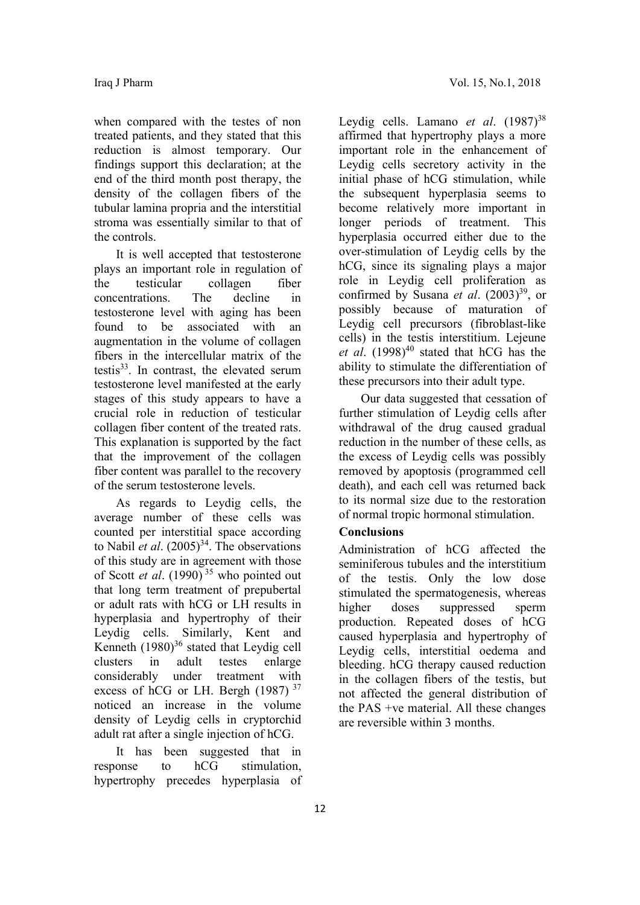when compared with the testes of non treated patients, and they stated that this reduction is almost temporary. Our findings support this declaration; at the end of the third month post therapy, the density of the collagen fibers of the tubular lamina propria and the interstitial stroma was essentially similar to that of the controls.

It is well accepted that testosterone plays an important role in regulation of the testicular collagen fiber concentrations. The decline in testosterone level with aging has been found to be associated with an augmentation in the volume of collagen fibers in the intercellular matrix of the testis[33]. In contrast, the elevated serum testosterone level manifested at the early stages of this study appears to have a crucial role in reduction of testicular collagen fiber content of the treated rats. This explanation is supported by the fact that the improvement of the collagen fiber content was parallel to the recovery of the serum testosterone levels.

As regards to Leydig cells, the average number of these cells was counted per interstitial space according to Nabil *et al*. (2005)[34]. The observations of this study are in agreement with those of Scott *et al*. (1990)[35] who pointed out that long term treatment of prepubertal or adult rats with hCG or LH results in hyperplasia and hypertrophy of their Leydig cells. Similarly, Kent and Kenneth (1980)[36] stated that Leydig cell clusters in adult testes enlarge considerably under treatment with excess of hCG or LH. Bergh (1987)[37] noticed an increase in the volume density of Leydig cells in cryptorchid adult rat after a single injection of hCG.

It has been suggested that in response to hCG stimulation, hypertrophy precedes hyperplasia of Leydig cells. Lamano *et al*. (1987)[38] affirmed that hypertrophy plays a more important role in the enhancement of Leydig cells secretory activity in the initial phase of hCG stimulation, while the subsequent hyperplasia seems to become relatively more important in longer periods of treatment. This hyperplasia occurred either due to the over-stimulation of Leydig cells by the hCG, since its signaling plays a major role in Leydig cell proliferation as confirmed by Susana *et al*. (2003)[39], or possibly because of maturation of Leydig cell precursors (fibroblast-like cells) in the testis interstitium. Lejeune *et al*. (1998)[40] stated that hCG has the ability to stimulate the differentiation of these precursors into their adult type.

Our data suggested that cessation of further stimulation of Leydig cells after withdrawal of the drug caused gradual reduction in the number of these cells, as the excess of Leydig cells was possibly removed by apoptosis (programmed cell death), and each cell was returned back to its normal size due to the restoration of normal tropic hormonal stimulation.

## Conclusions

Administration of hCG affected the seminiferous tubules and the interstitium of the testis. Only the low dose stimulated the spermatogenesis, whereas higher doses suppressed sperm production. Repeated doses of hCG caused hyperplasia and hypertrophy of Leydig cells, interstitial oedema and bleeding. hCG therapy caused reduction in the collagen fibers of the testis, but not affected the general distribution of the PAS +ve material. All these changes are reversible within 3 months.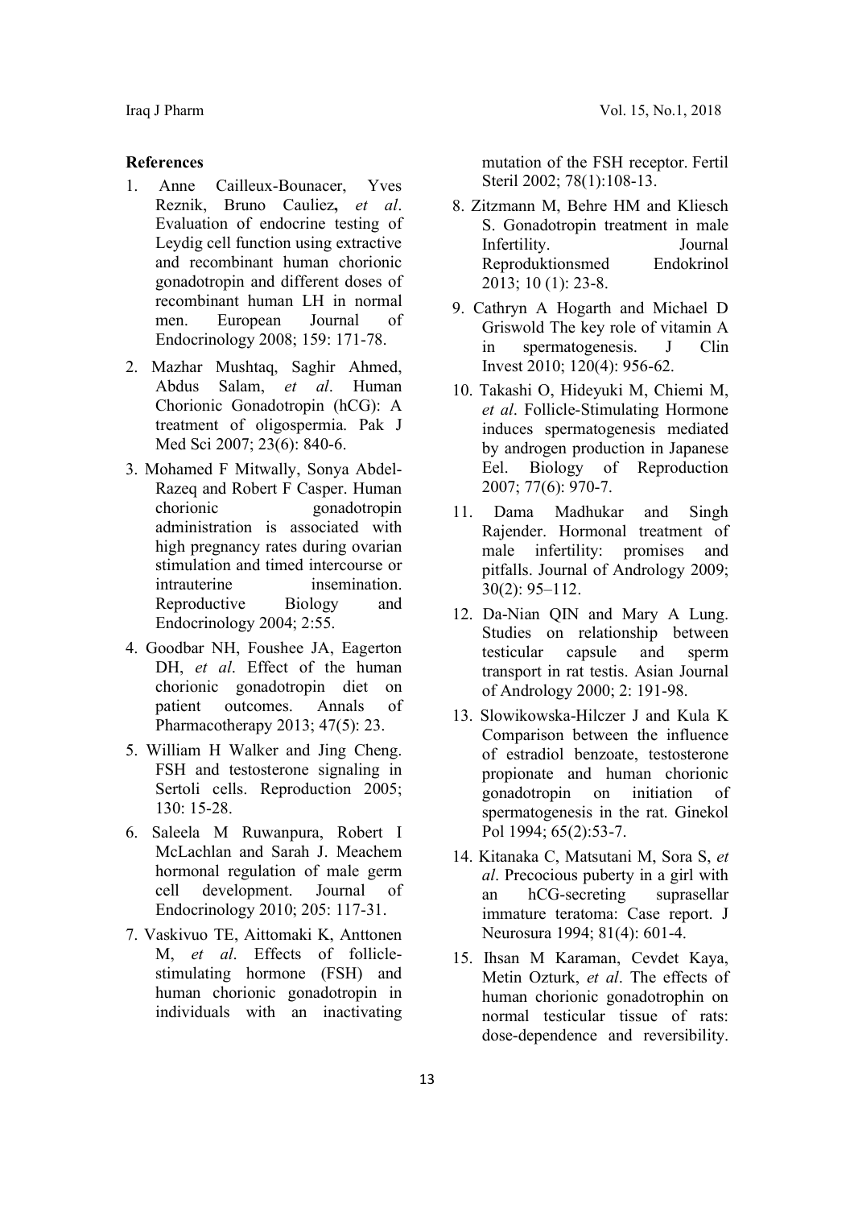## References

1. Anne Cailleux-Bounacer, Yves Reznik, Bruno Cauliez**,** *et al*. Evaluation of endocrine testing of Leydig cell function using extractive and recombinant human chorionic gonadotropin and different doses of recombinant human LH in normal men. European Journal of Endocrinology 2008; 159: 171-78.
2. Mazhar Mushtaq, Saghir Ahmed, Abdus Salam, *et al*. Human Chorionic Gonadotropin (hCG): A treatment of oligospermia. Pak J Med Sci 2007; 23(6): 840-6.
3. Mohamed F Mitwally, Sonya Abdel-Razeq and Robert F Casper. Human chorionic gonadotropin administration is associated with high pregnancy rates during ovarian stimulation and timed intercourse or intrauterine insemination. Reproductive Biology and Endocrinology 2004; 2:55.
4. Goodbar NH, Foushee JA, Eagerton DH, *et al*. Effect of the human chorionic gonadotropin diet on patient outcomes. Annals of Pharmacotherapy 2013; 47(5): 23.
5. William H Walker and Jing Cheng. FSH and testosterone signaling in Sertoli cells. Reproduction 2005; 130: 15-28.
6. Saleela M Ruwanpura, Robert I McLachlan and Sarah J. Meachem hormonal regulation of male germ cell development. Journal of Endocrinology 2010; 205: 117-31.
7. Vaskivuo TE, Aittomaki K, Anttonen M, *et al*. Effects of follicle-stimulating hormone (FSH) and human chorionic gonadotropin in individuals with an inactivating mutation of the FSH receptor. Fertil Steril 2002; 78(1):108-13.
8. Zitzmann M, Behre HM and Kliesch S. Gonadotropin treatment in male Infertility. Journal Reproduktionsmed Endokrinol 2013; 10 (1): 23-8.
9. Cathryn A Hogarth and Michael D Griswold The key role of vitamin A in spermatogenesis. J Clin Invest 2010; 120(4): 956-62.
10. Takashi O, Hideyuki M, Chiemi M, *et al*. Follicle-Stimulating Hormone induces spermatogenesis mediated by androgen production in Japanese Eel. Biology of Reproduction 2007; 77(6): 970-7.
11. Dama Madhukar and Singh Rajender. Hormonal treatment of male infertility: promises and pitfalls. Journal of Andrology 2009; 30(2): 95–112.
12. Da-Nian QIN and Mary A Lung. Studies on relationship between testicular capsule and sperm transport in rat testis. Asian Journal of Andrology 2000; 2: 191-98.
13. Slowikowska-Hilczer J and Kula K Comparison between the influence of estradiol benzoate, testosterone propionate and human chorionic gonadotropin on initiation of spermatogenesis in the rat. Ginekol Pol 1994; 65(2):53-7.
14. Kitanaka C, Matsutani M, Sora S, *et al*. Precocious puberty in a girl with an hCG-secreting suprasellar immature teratoma: Case report. J Neurosura 1994; 81(4): 601-4.
15. Ihsan M Karaman, Cevdet Kaya, Metin Ozturk, *et al*. The effects of human chorionic gonadotrophin on normal testicular tissue of rats: dose-dependence and reversibility.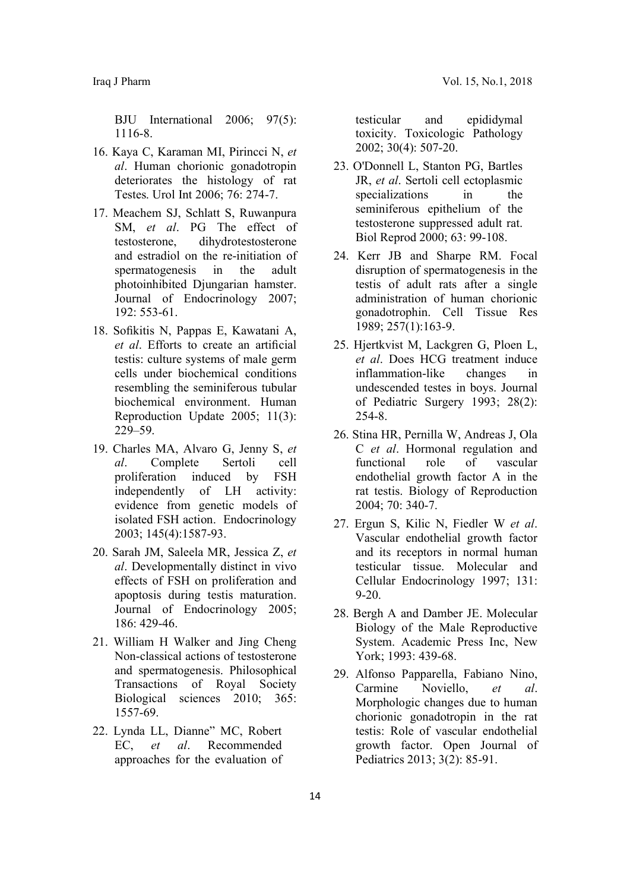BJU International 2006; 97(5): 1116-8.

16. Kaya C, Karaman MI, Pirincci N, *et al*. Human chorionic gonadotropin deteriorates the histology of rat Testes. Urol Int 2006; 76: 274-7.
17. Meachem SJ, Schlatt S, Ruwanpura SM, *et al*. PG The effect of testosterone, dihydrotestosterone and estradiol on the re-initiation of spermatogenesis in the adult photoinhibited Djungarian hamster. Journal of Endocrinology 2007; 192: 553-61.
18. Sofikitis N, Pappas E, Kawatani A, *et al*. Efforts to create an artificial testis: culture systems of male germ cells under biochemical conditions resembling the seminiferous tubular biochemical environment. Human Reproduction Update 2005; 11(3): 229–59.
19. Charles MA, Alvaro G, Jenny S, *et al*. Complete Sertoli cell proliferation induced by FSH independently of LH activity: evidence from genetic models of isolated FSH action. Endocrinology 2003; 145(4):1587-93.
20. Sarah JM, Saleela MR, Jessica Z, *et al*. Developmentally distinct in vivo effects of FSH on proliferation and apoptosis during testis maturation. Journal of Endocrinology 2005; 186: 429-46.
21. William H Walker and Jing Cheng Non-classical actions of testosterone and spermatogenesis. Philosophical Transactions of Royal Society Biological sciences 2010; 365: 1557-69.
22. Lynda LL, Dianne" MC, Robert EC, *et al*. Recommended approaches for the evaluation of testicular and epididymal toxicity. Toxicologic Pathology 2002; 30(4): 507-20.
23. O'Donnell L, Stanton PG, Bartles JR, *et al*. Sertoli cell ectoplasmic specializations in the seminiferous epithelium of the testosterone suppressed adult rat. Biol Reprod 2000; 63: 99-108.
24. Kerr JB and Sharpe RM. Focal disruption of spermatogenesis in the testis of adult rats after a single administration of human chorionic gonadotrophin. Cell Tissue Res 1989; 257(1):163-9.
25. Hjertkvist M, Lackgren G, Ploen L, *et al*. Does HCG treatment induce inflammation-like changes in undescended testes in boys. Journal of Pediatric Surgery 1993; 28(2): 254-8.
26. Stina HR, Pernilla W, Andreas J, Ola C *et al*. Hormonal regulation and functional role of vascular endothelial growth factor A in the rat testis. Biology of Reproduction 2004; 70: 340-7.
27. Ergun S, Kilic N, Fiedler W *et al*. Vascular endothelial growth factor and its receptors in normal human testicular tissue. Molecular and Cellular Endocrinology 1997; 131: 9-20.
28. Bergh A and Damber JE. Molecular Biology of the Male Reproductive System. Academic Press Inc, New York; 1993: 439-68.
29. Alfonso Papparella, Fabiano Nino, Carmine Noviello, *et al*. Morphologic changes due to human chorionic gonadotropin in the rat testis: Role of vascular endothelial growth factor. Open Journal of Pediatrics 2013; 3(2): 85-91.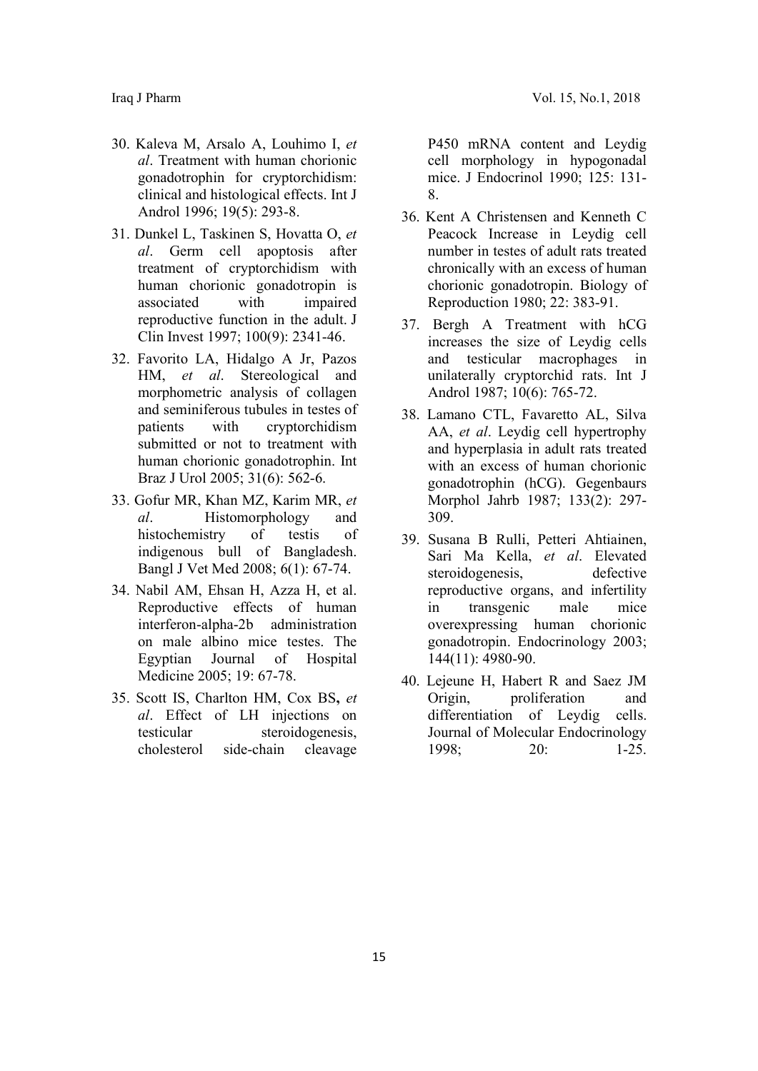30. Kaleva M, Arsalo A, Louhimo I, *et al*. Treatment with human chorionic gonadotrophin for cryptorchidism: clinical and histological effects. Int J Androl 1996; 19(5): 293-8.

31. Dunkel L, Taskinen S, Hovatta O, *et al*. Germ cell apoptosis after treatment of cryptorchidism with human chorionic gonadotropin is associated with impaired reproductive function in the adult. J Clin Invest 1997; 100(9): 2341-46.

32. Favorito LA, Hidalgo A Jr, Pazos HM, *et al*. Stereological and morphometric analysis of collagen and seminiferous tubules in testes of patients with cryptorchidism submitted or not to treatment with human chorionic gonadotrophin. Int Braz J Urol 2005; 31(6): 562-6.

33. Gofur MR, Khan MZ, Karim MR, *et al*. Histomorphology and histochemistry of testis of indigenous bull of Bangladesh. Bangl J Vet Med 2008; 6(1): 67-74.

34. Nabil AM, Ehsan H, Azza H, et al. Reproductive effects of human interferon-alpha-2b administration on male albino mice testes. The Egyptian Journal of Hospital Medicine 2005; 19: 67-78.

35. Scott IS, Charlton HM, Cox BS**,** *et al*. Effect of LH injections on testicular steroidogenesis, cholesterol side-chain cleavage P450 mRNA content and Leydig cell morphology in hypogonadal mice. J Endocrinol 1990; 125: 131-8.

36. Kent A Christensen and Kenneth C Peacock Increase in Leydig cell number in testes of adult rats treated chronically with an excess of human chorionic gonadotropin. Biology of Reproduction 1980; 22: 383-91.

37. Bergh A Treatment with hCG increases the size of Leydig cells and testicular macrophages in unilaterally cryptorchid rats. Int J Androl 1987; 10(6): 765-72.

38. Lamano CTL, Favaretto AL, Silva AA, *et al*. Leydig cell hypertrophy and hyperplasia in adult rats treated with an excess of human chorionic gonadotrophin (hCG). Gegenbaurs Morphol Jahrb 1987; 133(2): 297-309.

39. Susana B Rulli, Petteri Ahtiainen, Sari Ma Kella, *et al*. Elevated steroidogenesis, defective reproductive organs, and infertility in transgenic male mice overexpressing human chorionic gonadotropin. Endocrinology 2003; 144(11): 4980-90.

40. Lejeune H, Habert R and Saez JM Origin, proliferation and differentiation of Leydig cells. Journal of Molecular Endocrinology 1998; 20: 1-25.